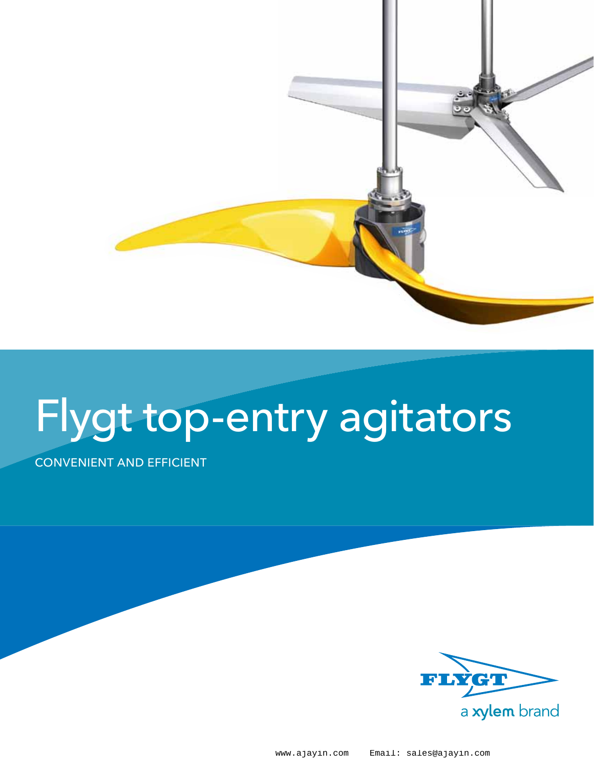# Flygt top-entry agitators

CONVENIENT AND EFFICIENT

FLYGT

a xylem brand

www.ajayin.com Email: sales@ajayin.com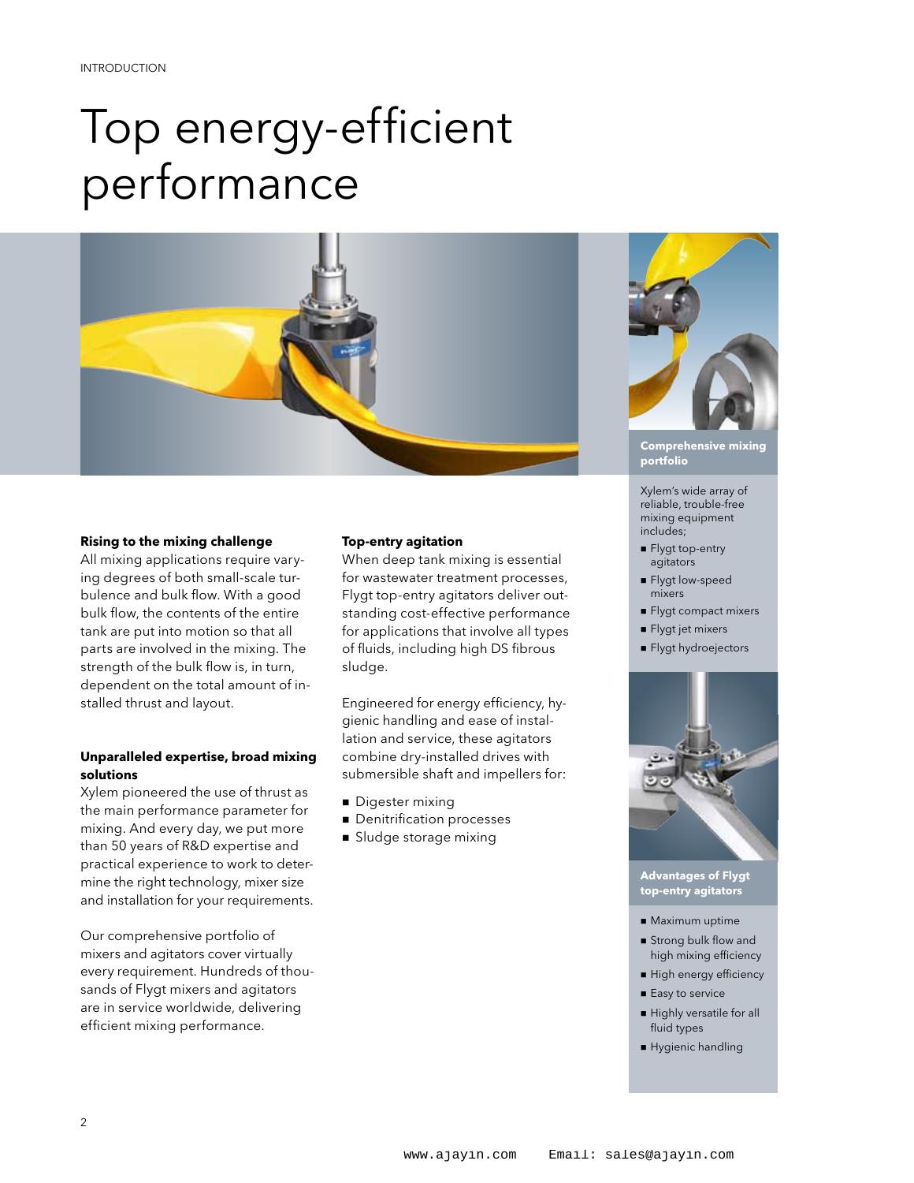# Top energy-efficient performance

### Rising to the mixing challenge

All mixing applications require varying degrees of both small-scale turbulence and bulk flow. With a good bulk flow, the contents of the entire tank are put into motion so that all parts are involved in the mixing. The strength of the bulk flow is, in turn, dependent on the total amount of installed thrust and layout.

### Unparalleled expertise, broad mixing solutions

Xylem pioneered the use of thrust as the main performance parameter for mixing. And every day, we put more than 50 years of R&D expertise and practical experience to work to determine the right technology, mixer size and installation for your requirements.

Our comprehensive portfolio of mixers and agitators cover virtually every requirement. Hundreds of thousands of Flygt mixers and agitators are in service worldwide, delivering efficient mixing performance.

### Top-entry agitation

When deep tank mixing is essential for wastewater treatment processes, Flygt top-entry agitators deliver outstanding cost-effective performance for applications that involve all types of fluids, including high DS fibrous sludge.

Engineered for energy efficiency, hygienic handling and ease of installation and service, these agitators combine dry-installed drives with submersible shaft and impellers for:

- Digester mixing
- Denitrification processes
- Sludge storage mixing

### Comprehensive mixing portfolio

Xylem's wide array of reliable, trouble-free mixing equipment includes;

- Flygt top-entry agitators
- Flygt low-speed mixers
- Flygt compact mixers
- Flygt jet mixers
- Flygt hydroejectors

### Advantages of Flygt top-entry agitators

- Maximum uptime
- Strong bulk flow and high mixing efficiency
- High energy efficiency
- Easy to service
- Highly versatile for all fluid types
- Hygienic handling

www.ajayin.com Email: sales@ajayin.com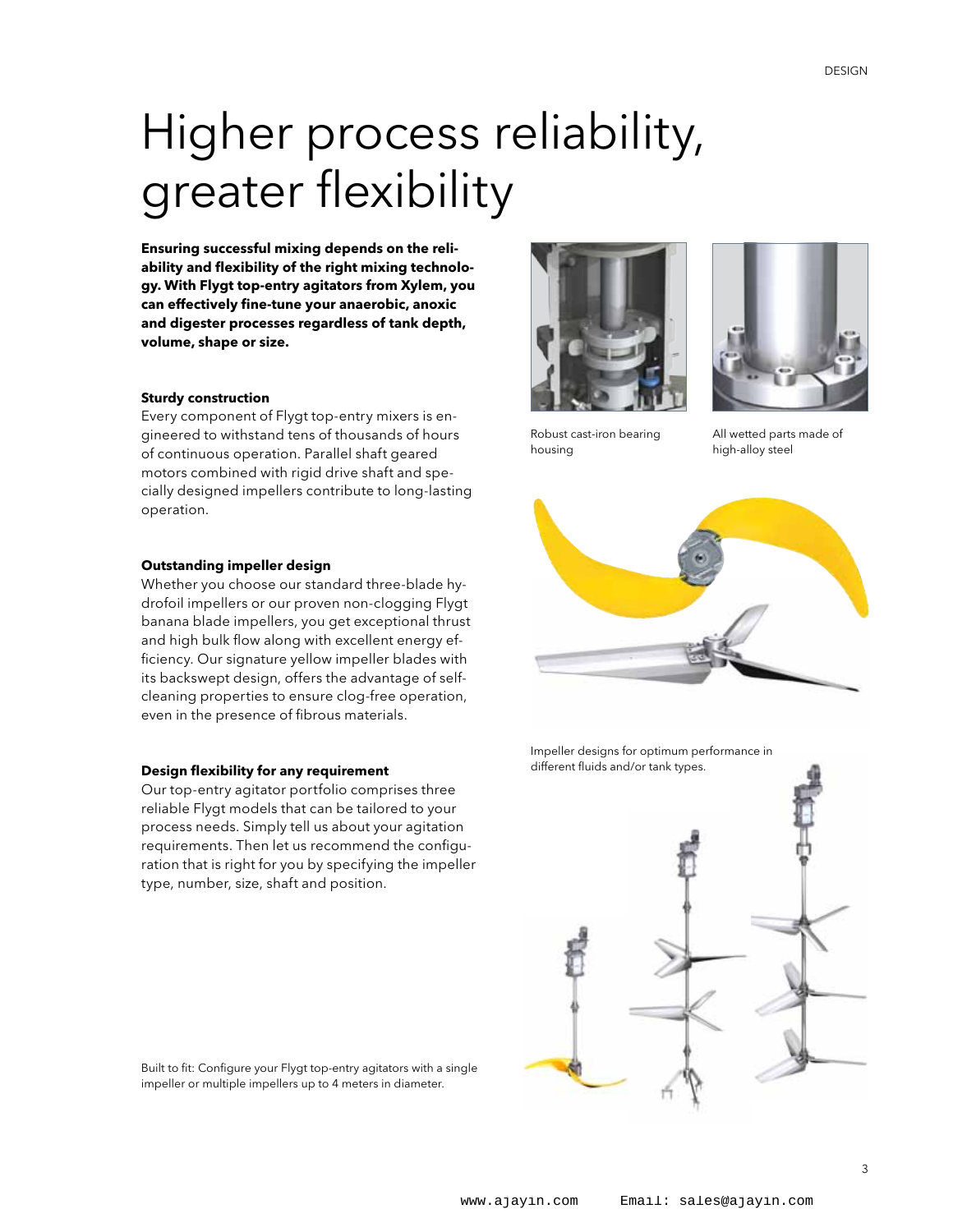# Higher process reliability, greater flexibility

**Ensuring successful mixing depends on the reliability and flexibility of the right mixing technology. With Flygt top-entry agitators from Xylem, you can effectively fine-tune your anaerobic, anoxic and digester processes regardless of tank depth, volume, shape or size.**

### Sturdy construction

Every component of Flygt top-entry mixers is engineered to withstand tens of thousands of hours of continuous operation. Parallel shaft geared motors combined with rigid drive shaft and specially designed impellers contribute to long-lasting operation.

### Outstanding impeller design

Whether you choose our standard three-blade hydrofoil impellers or our proven non-clogging Flygt banana blade impellers, you get exceptional thrust and high bulk flow along with excellent energy efficiency. Our signature yellow impeller blades with its backswept design, offers the advantage of self-cleaning properties to ensure clog-free operation, even in the presence of fibrous materials.

### Design flexibility for any requirement

Our top-entry agitator portfolio comprises three reliable Flygt models that can be tailored to your process needs. Simply tell us about your agitation requirements. Then let us recommend the configuration that is right for you by specifying the impeller type, number, size, shaft and position.

Robust cast-iron bearing housing

All wetted parts made of high-alloy steel

Impeller designs for optimum performance in different fluids and/or tank types.

Built to fit: Configure your Flygt top-entry agitators with a single impeller or multiple impellers up to 4 meters in diameter.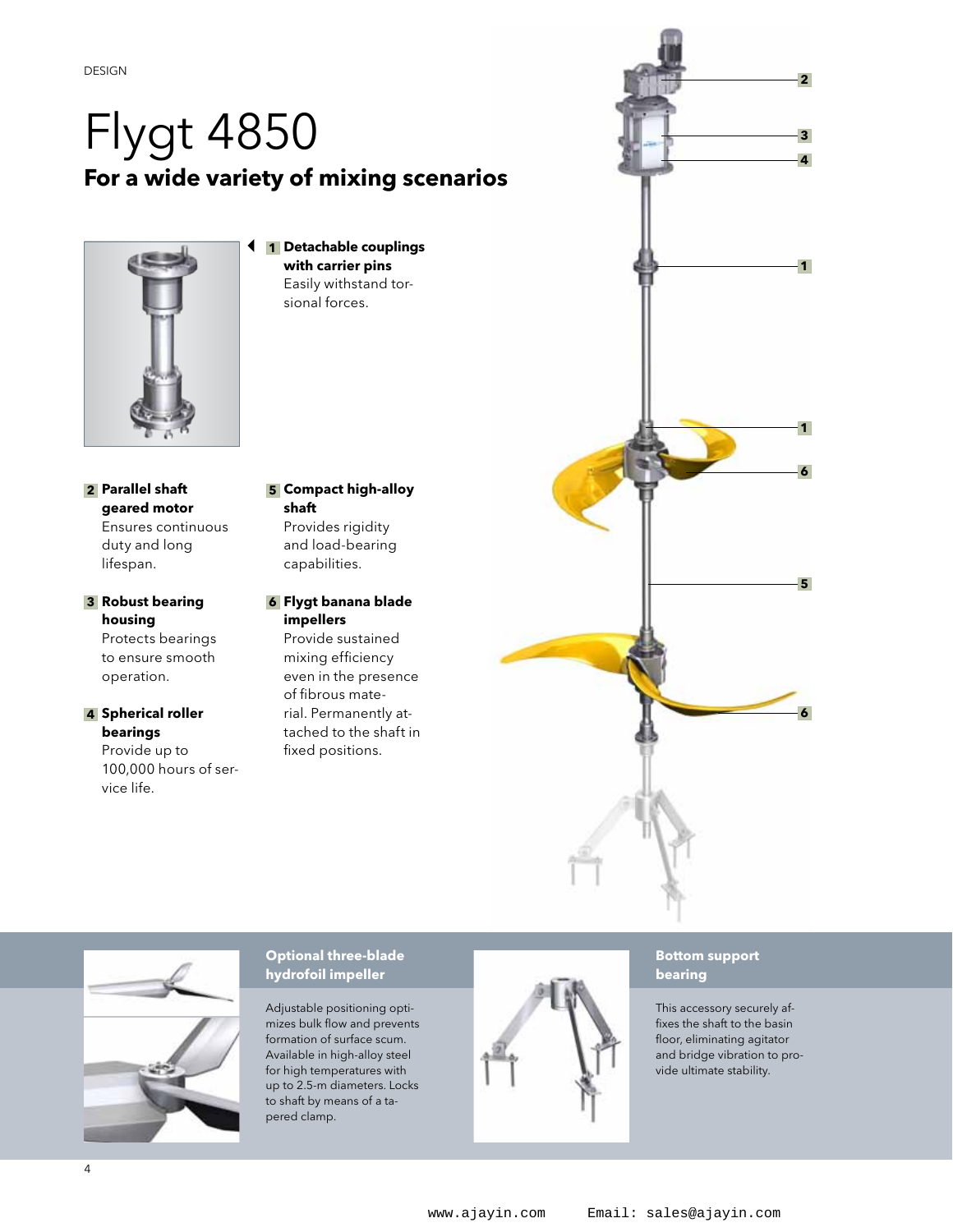DESIGN

# Flygt 4850

## For a wide variety of mixing scenarios

**1 Detachable couplings with carrier pins**
Easily withstand torsional forces.

**2 Parallel shaft geared motor**
Ensures continuous duty and long lifespan.

**3 Robust bearing housing**
Protects bearings to ensure smooth operation.

**4 Spherical roller bearings**
Provide up to 100,000 hours of service life.

**5 Compact high-alloy shaft**
Provides rigidity and load-bearing capabilities.

**6 Flygt banana blade impellers**
Provide sustained mixing efficiency even in the presence of fibrous material. Permanently attached to the shaft in fixed positions.

### Optional three-blade hydrofoil impeller

Adjustable positioning optimizes bulk flow and prevents formation of surface scum. Available in high-alloy steel for high temperatures with up to 2.5-m diameters. Locks to shaft by means of a tapered clamp.

### Bottom support bearing

This accessory securely affixes the shaft to the basin floor, eliminating agitator and bridge vibration to provide ultimate stability.

www.ajayin.com Email: sales@ajayin.com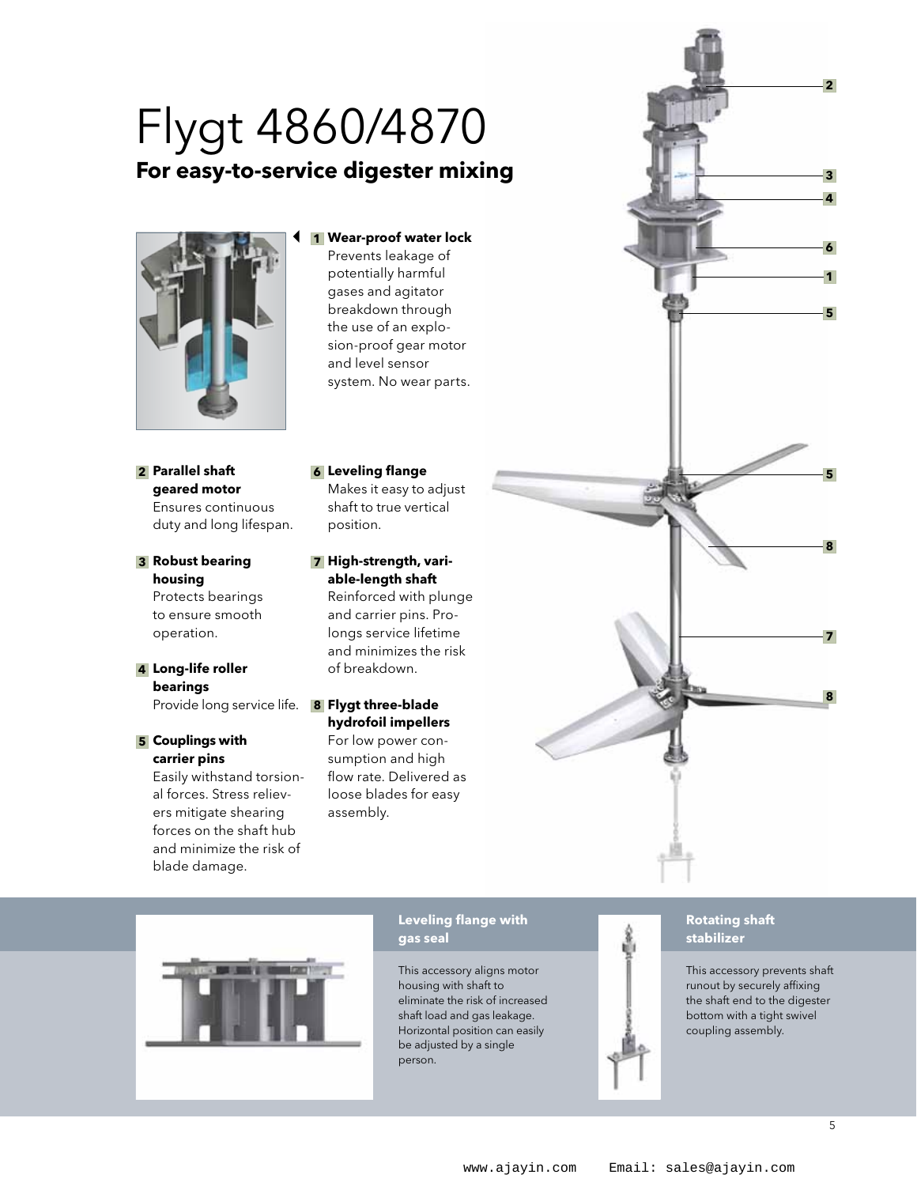# Flygt 4860/4870

## For easy-to-service digester mixing

**1 Wear-proof water lock**
Prevents leakage of potentially harmful gases and agitator breakdown through the use of an explosion-proof gear motor and level sensor system. No wear parts.

**2 Parallel shaft geared motor**
Ensures continuous duty and long lifespan.

**3 Robust bearing housing**
Protects bearings to ensure smooth operation.

**4 Long-life roller bearings**
Provide long service life.

**5 Couplings with carrier pins**
Easily withstand torsional forces. Stress relievers mitigate shearing forces on the shaft hub and minimize the risk of blade damage.

**6 Leveling flange**
Makes it easy to adjust shaft to true vertical position.

**7 High-strength, variable-length shaft**
Reinforced with plunge and carrier pins. Prolongs service lifetime and minimizes the risk of breakdown.

**8 Flygt three-blade hydrofoil impellers**
For low power consumption and high flow rate. Delivered as loose blades for easy assembly.

### Leveling flange with gas seal

This accessory aligns motor housing with shaft to eliminate the risk of increased shaft load and gas leakage. Horizontal position can easily be adjusted by a single person.

### Rotating shaft stabilizer

This accessory prevents shaft runout by securely affixing the shaft end to the digester bottom with a tight swivel coupling assembly.

www.ajayin.com Email: sales@ajayin.com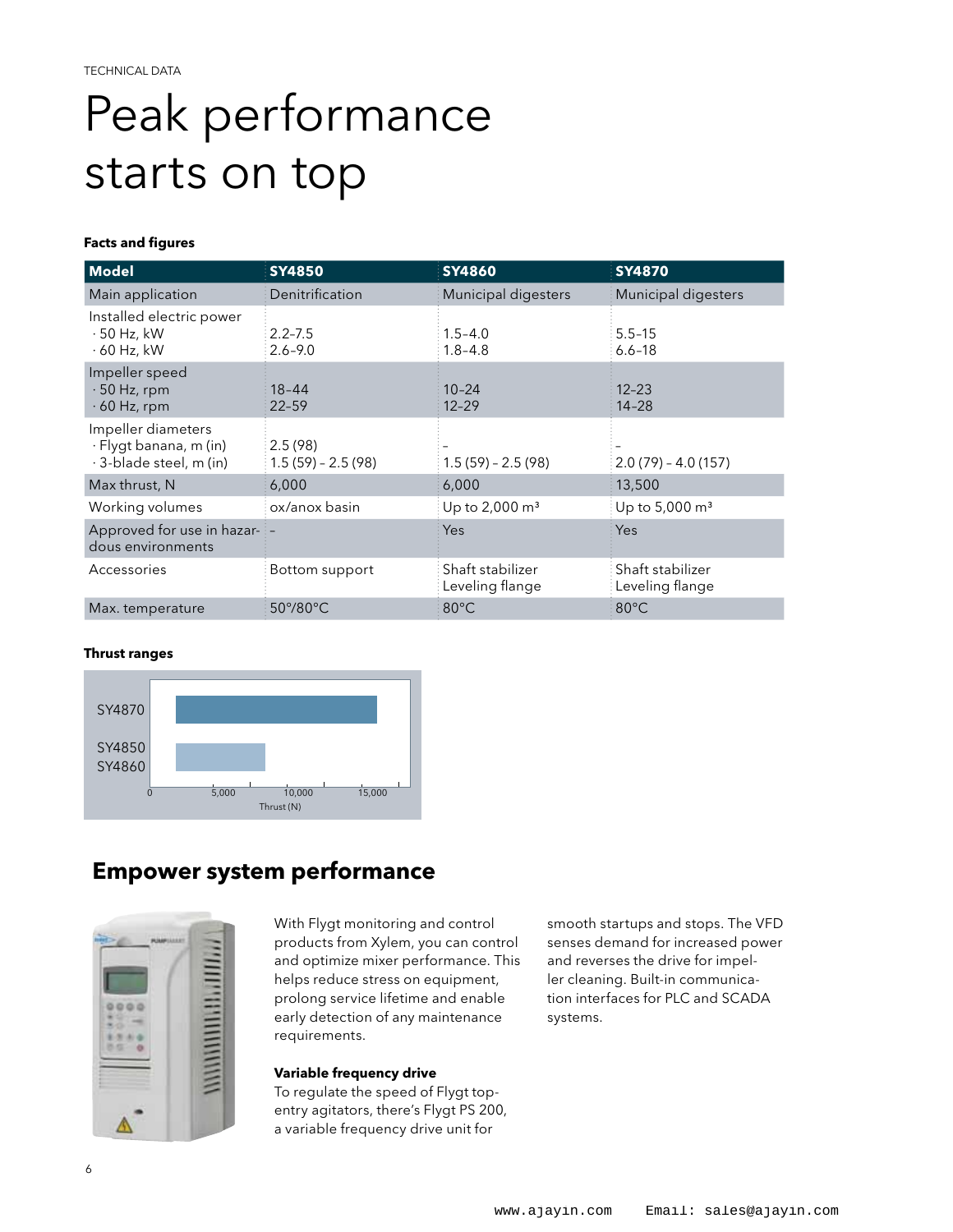TECHNICAL DATA

# Peak performance starts on top

### Facts and figures

| Model | SY4850 | SY4860 | SY4870 |
|---|---|---|---|
| Main application | Denitrification | Municipal digesters | Municipal digesters |
| Installed electric power<br>· 50 Hz, kW<br>· 60 Hz, kW | <br>2.2-7.5<br>2.6-9.0 | <br>1.5–4.0<br>1.8–4.8 | <br>5.5–15<br>6.6–18 |
| Impeller speed<br>· 50 Hz, rpm<br>· 60 Hz, rpm | <br>18–44<br>22-59 | <br>10–24<br>12–29 | <br>12-23<br>14–28 |
| Impeller diameters<br>· Flygt banana, m (in)<br>· 3-blade steel, m (in) | <br>2.5 (98)<br>1.5 (59) – 2.5 (98) | <br>–<br>1.5 (59) – 2.5 (98) | <br>–<br>2.0 (79) – 4.0 (157) |
| Max thrust, N | 6,000 | 6,000 | 13,500 |
| Working volumes | ox/anox basin | Up to 2,000 m³ | Up to 5,000 m³ |
| Approved for use in hazardous environments | – | Yes | Yes |
| Accessories | Bottom support | Shaft stabilizer<br>Leveling flange | Shaft stabilizer<br>Leveling flange |
| Max. temperature | 50°/80°C | 80°C | 80°C |

### Thrust ranges

SY4870

SY4850
SY4860

0 5,000 10,000 15,000
Thrust (N)

## Empower system performance

With Flygt monitoring and control products from Xylem, you can control and optimize mixer performance. This helps reduce stress on equipment, prolong service lifetime and enable early detection of any maintenance requirements.

**Variable frequency drive**
To regulate the speed of Flygt top-entry agitators, there's Flygt PS 200, a variable frequency drive unit for smooth startups and stops. The VFD senses demand for increased power and reverses the drive for impeller cleaning. Built-in communication interfaces for PLC and SCADA systems.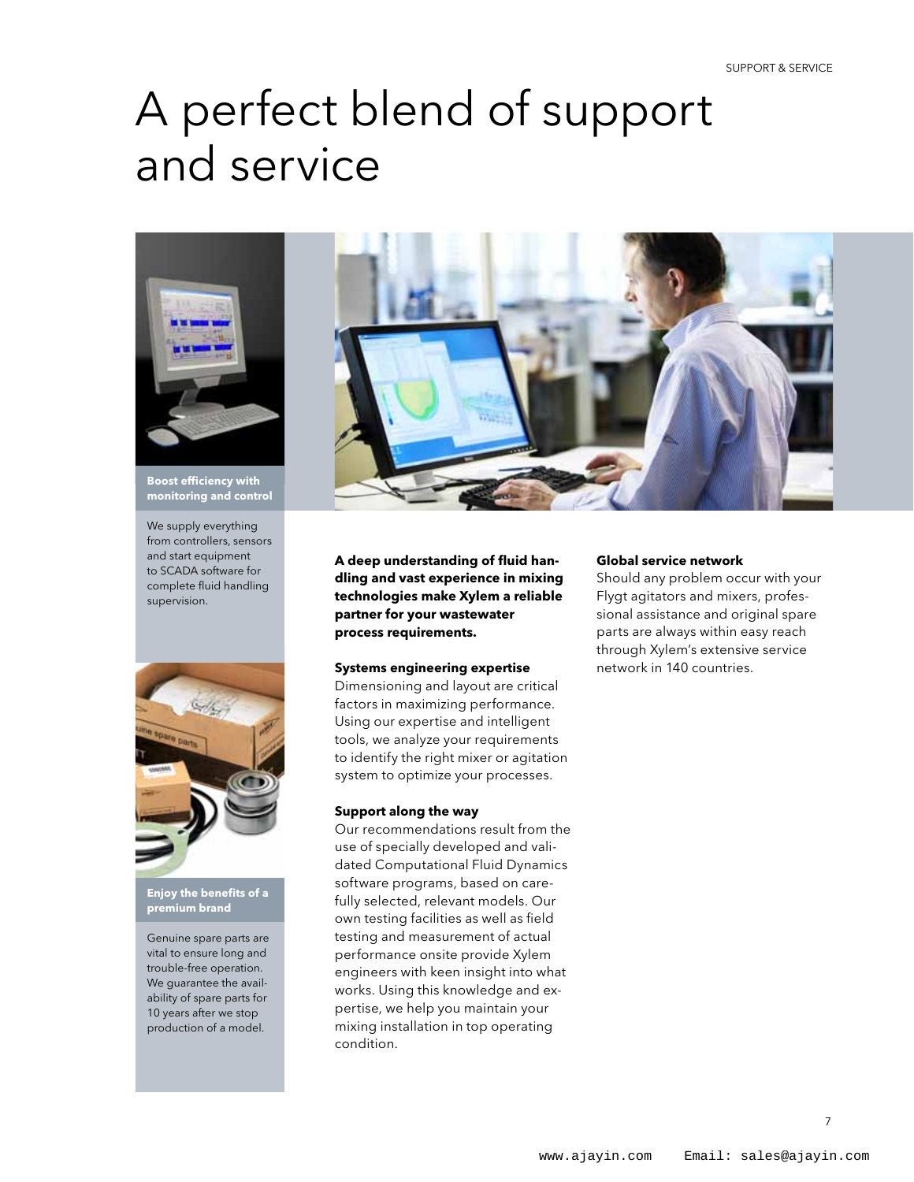# A perfect blend of support and service

**Boost efficiency with monitoring and control**

We supply everything from controllers, sensors and start equipment to SCADA software for complete fluid handling supervision.

**Enjoy the benefits of a premium brand**

Genuine spare parts are vital to ensure long and trouble-free operation. We guarantee the availability of spare parts for 10 years after we stop production of a model.

**A deep understanding of fluid handling and vast experience in mixing technologies make Xylem a reliable partner for your wastewater process requirements.**

### Systems engineering expertise

Dimensioning and layout are critical factors in maximizing performance. Using our expertise and intelligent tools, we analyze your requirements to identify the right mixer or agitation system to optimize your processes.

### Support along the way

Our recommendations result from the use of specially developed and validated Computational Fluid Dynamics software programs, based on carefully selected, relevant models. Our own testing facilities as well as field testing and measurement of actual performance onsite provide Xylem engineers with keen insight into what works. Using this knowledge and expertise, we help you maintain your mixing installation in top operating condition.

### Global service network

Should any problem occur with your Flygt agitators and mixers, professional assistance and original spare parts are always within easy reach through Xylem's extensive service network in 140 countries.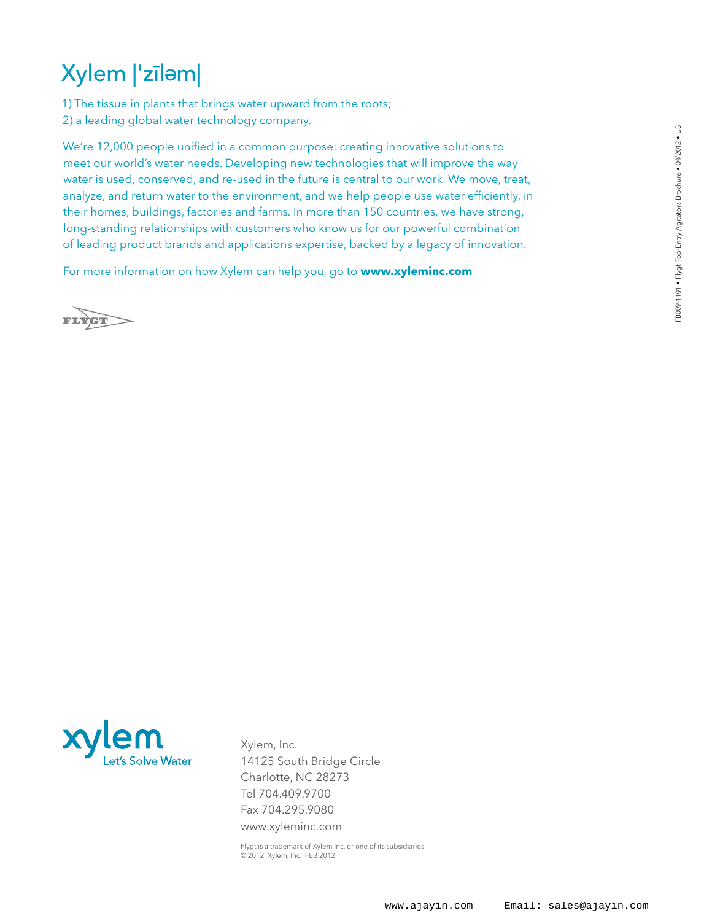# Xylem |'zīləm|

1) The tissue in plants that brings water upward from the roots;
2) a leading global water technology company.

We're 12,000 people unified in a common purpose: creating innovative solutions to meet our world's water needs. Developing new technologies that will improve the way water is used, conserved, and re-used in the future is central to our work. We move, treat, analyze, and return water to the environment, and we help people use water efficiently, in their homes, buildings, factories and farms. In more than 150 countries, we have strong, long-standing relationships with customers who know us for our powerful combination of leading product brands and applications expertise, backed by a legacy of innovation.

For more information on how Xylem can help you, go to **www.xyleminc.com**

FLYGT

FB009-1101 • Flygt Top-Entry Agitators Brochure • 04/2012 • US

xylem
Let's Solve Water

Xylem, Inc.
14125 South Bridge Circle
Charlotte, NC 28273
Tel 704.409.9700
Fax 704.295.9080
www.xyleminc.com

Flygt is a trademark of Xylem Inc. or one of its subsidiaries.
© 2012 Xylem, Inc. FEB 2012

www.ajayin.com Email: sales@ajayin.com